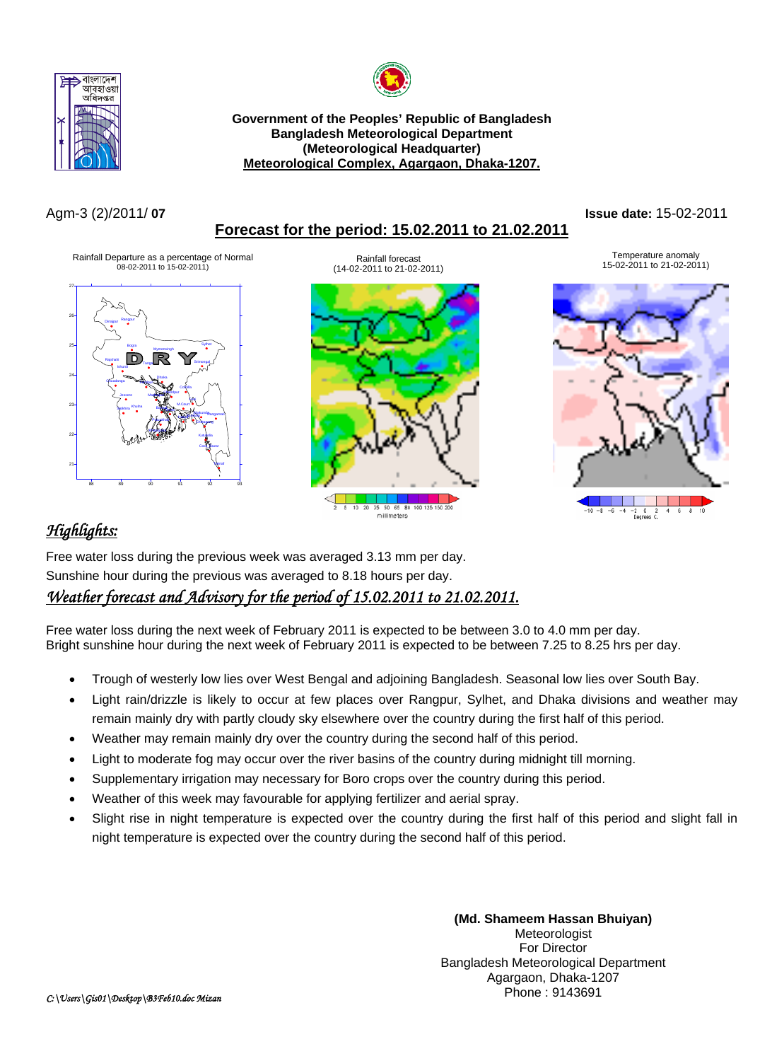Government of the Peoples' Republic of Bangladesh
Bangladesh Meteorological Department
(Meteorological Headquarter)
Meteorological Complex, Agargaon, Dhaka-1207.

Agm-3 (2)/2011/ **07** **Issue date:** 15-02-2011

## Forecast for the period: 15.02.2011 to 21.02.2011

Rainfall Departure as a percentage of Normal 08-02-2011 to 15-02-2011)

Rainfall forecast (14-02-2011 to 21-02-2011)

Temperature anomaly 15-02-2011 to 21-02-2011)

## *Highlights:*

Free water loss during the previous week was averaged 3.13 mm per day.

Sunshine hour during the previous was averaged to 8.18 hours per day.

## *Weather forecast and Advisory for the period of 15.02.2011 to 21.02.2011.*

Free water loss during the next week of February 2011 is expected to be between 3.0 to 4.0 mm per day.
Bright sunshine hour during the next week of February 2011 is expected to be between 7.25 to 8.25 hrs per day.

- Trough of westerly low lies over West Bengal and adjoining Bangladesh. Seasonal low lies over South Bay.
- Light rain/drizzle is likely to occur at few places over Rangpur, Sylhet, and Dhaka divisions and weather may remain mainly dry with partly cloudy sky elsewhere over the country during the first half of this period.
- Weather may remain mainly dry over the country during the second half of this period.
- Light to moderate fog may occur over the river basins of the country during midnight till morning.
- Supplementary irrigation may necessary for Boro crops over the country during this period.
- Weather of this week may favourable for applying fertilizer and aerial spray.
- Slight rise in night temperature is expected over the country during the first half of this period and slight fall in night temperature is expected over the country during the second half of this period.

**(Md. Shameem Hassan Bhuiyan)**
Meteorologist
For Director
Bangladesh Meteorological Department
Agargaon, Dhaka-1207
Phone : 9143691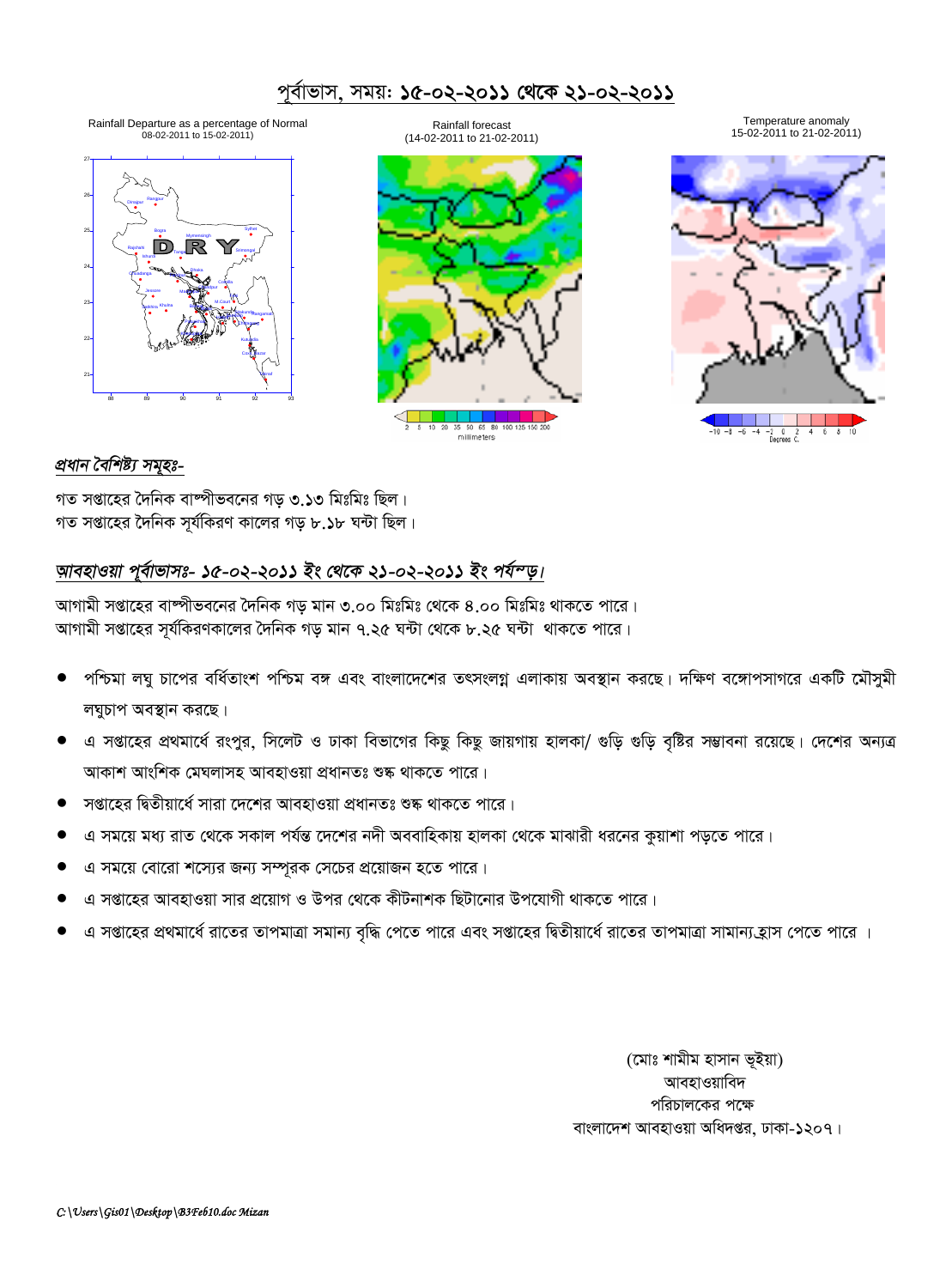# পূর্বাভাস, সময়: ১৫-০২-২০১১ থেকে ২১-০২-২০১১

Rainfall Departure as a percentage of Normal
08-02-2011 to 15-02-2011)

Rainfall forecast
(14-02-2011 to 21-02-2011)

Temperature anomaly
15-02-2011 to 21-02-2011)

## *প্রধান বৈশিষ্ট্য সমূহঃ-*

গত সপ্তাহের দৈনিক বাষ্পীভবনের গড় ৩.১৩ মিঃমিঃ ছিল।
গত সপ্তাহের দৈনিক সূর্যকিরণ কালের গড় ৮.১৮ ঘন্টা ছিল।

## *আবহাওয়া পূর্বাভাসঃ- ১৫-০২-২০১১ ইং থেকে ২১-০২-২০১১ ইং পর্যন্ড়।*

আগামী সপ্তাহের বাষ্পীভবনের দৈনিক গড় মান ৩.০০ মিঃমিঃ থেকে ৪.০০ মিঃমিঃ থাকতে পারে।
আগামী সপ্তাহের সূর্যকিরণকালের দৈনিক গড় মান ৭.২৫ ঘন্টা থেকে ৮.২৫ ঘন্টা থাকতে পারে।

- পশ্চিমা লঘু চাপের বর্ধিতাংশ পশ্চিম বঙ্গ এবং বাংলাদেশের তৎসংলগ্ন এলাকায় অবস্থান করছে। দক্ষিণ বঙ্গোপসাগরে একটি মৌসুমী লঘুচাপ অবস্থান করছে।
- এ সপ্তাহের প্রথমার্ধে রংপুর, সিলেট ও ঢাকা বিভাগের কিছু কিছু জায়গায় হালকা/ গুড়ি গুড়ি বৃষ্টির সম্ভাবনা রয়েছে। দেশের অন্যত্র আকাশ আংশিক মেঘলাসহ আবহাওয়া প্রধানতঃ শুষ্ক থাকতে পারে।
- সপ্তাহের দ্বিতীয়ার্ধে সারা দেশের আবহাওয়া প্রধানতঃ শুষ্ক থাকতে পারে।
- এ সময়ে মধ্য রাত থেকে সকাল পর্যন্ত দেশের নদী অববাহিকায় হালকা থেকে মাঝারী ধরনের কুয়াশা পড়তে পারে।
- এ সময়ে বোরো শস্যের জন্য সম্পূরক সেচের প্রয়োজন হতে পারে।
- এ সপ্তাহের আবহাওয়া সার প্রয়োগ ও উপর থেকে কীটনাশক ছিটানোর উপযোগী থাকতে পারে।
- এ সপ্তাহের প্রথমার্ধে রাতের তাপমাত্রা সমান্য বৃদ্ধি পেতে পারে এবং সপ্তাহের দ্বিতীয়ার্ধে রাতের তাপমাত্রা সামান্য হ্রাস পেতে পারে ।

(মোঃ শামীম হাসান ভূইয়া)
আবহাওয়াবিদ
পরিচালকের পক্ষে
বাংলাদেশ আবহাওয়া অধিদপ্তর, ঢাকা-১২০৭।

*C:\Users\Gis01\Desktop\B3Feb10.doc Mizan*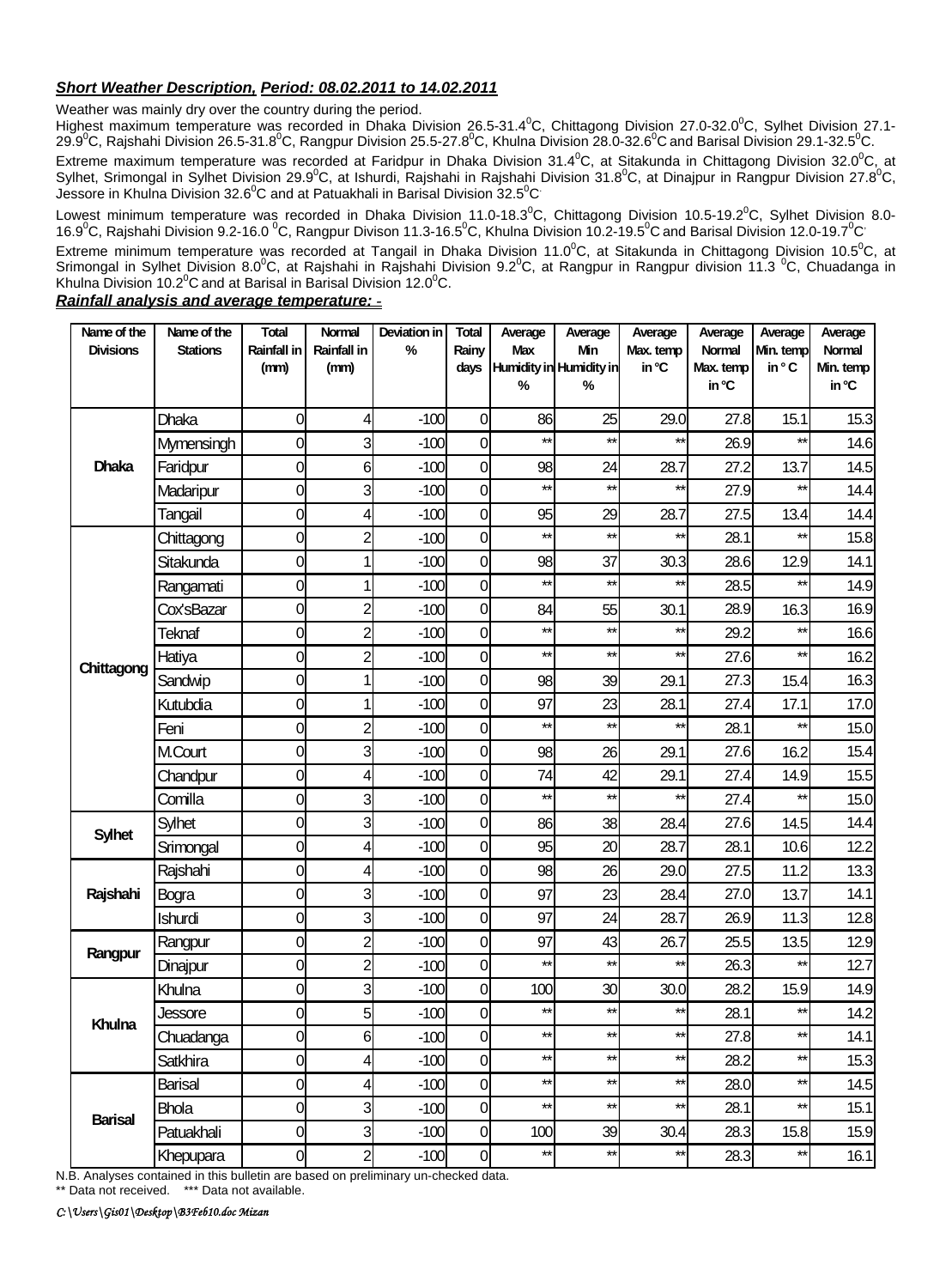***Short Weather Description, Period: 08.02.2011 to 14.02.2011***

Weather was mainly dry over the country during the period.

Highest maximum temperature was recorded in Dhaka Division 26.5-31.4$^0$C, Chittagong Division 27.0-32.0$^0$C, Sylhet Division 27.1-29.9$^0$C, Rajshahi Division 26.5-31.8$^0$C, Rangpur Division 25.5-27.8$^0$C, Khulna Division 28.0-32.6$^0$C and Barisal Division 29.1-32.5$^0$C.

Extreme maximum temperature was recorded at Faridpur in Dhaka Division 31.4$^0$C, at Sitakunda in Chittagong Division 32.0$^0$C, at Sylhet, Srimongal in Sylhet Division 29.9$^0$C, at Ishurdi, Rajshahi in Rajshahi Division 31.8$^0$C, at Dinajpur in Rangpur Division 27.8$^0$C, Jessore in Khulna Division 32.6$^0$C and at Patuakhali in Barisal Division 32.5$^0$C.

Lowest minimum temperature was recorded in Dhaka Division 11.0-18.3$^0$C, Chittagong Division 10.5-19.2$^0$C, Sylhet Division 8.0-16.9$^0$C, Rajshahi Division 9.2-16.0 $^0$C, Rangpur Divison 11.3-16.5$^0$C, Khulna Division 10.2-19.5$^0$C and Barisal Division 12.0-19.7$^0$C.

Extreme minimum temperature was recorded at Tangail in Dhaka Division 11.0$^0$C, at Sitakunda in Chittagong Division 10.5$^0$C, at Srimongal in Sylhet Division 8.0$^0$C, at Rajshahi in Rajshahi Division 9.2$^0$C, at Rangpur in Rangpur division 11.3 $^0$C, Chuadanga in Khulna Division 10.2$^0$C and at Barisal in Barisal Division 12.0$^0$C.

***Rainfall analysis and average temperature: -***

| Name of the Divisions | Name of the Stations | Total Rainfall in (mm) | Normal Rainfall in (mm) | Deviation in % | Total Rainy days | Average Max Humidity in % | Average Min Humidity in % | Average Max. temp in °C | Average Normal Max. temp in °C | Average Min. temp in ° C | Average Normal Min. temp in °C |
|---|---|---|---|---|---|---|---|---|---|---|---|
| Dhaka | Dhaka | 0 | 4 | -100 | 0 | 86 | 25 | 29.0 | 27.8 | 15.1 | 15.3 |
| | Mymensingh | 0 | 3 | -100 | 0 | ** | ** | ** | 26.9 | ** | 14.6 |
| | Faridpur | 0 | 6 | -100 | 0 | 98 | 24 | 28.7 | 27.2 | 13.7 | 14.5 |
| | Madaripur | 0 | 3 | -100 | 0 | ** | ** | ** | 27.9 | ** | 14.4 |
| | Tangail | 0 | 4 | -100 | 0 | 95 | 29 | 28.7 | 27.5 | 13.4 | 14.4 |
| Chittagong | Chittagong | 0 | 2 | -100 | 0 | ** | ** | ** | 28.1 | ** | 15.8 |
| | Sitakunda | 0 | 1 | -100 | 0 | 98 | 37 | 30.3 | 28.6 | 12.9 | 14.1 |
| | Rangamati | 0 | 1 | -100 | 0 | ** | ** | ** | 28.5 | ** | 14.9 |
| | Cox'sBazar | 0 | 2 | -100 | 0 | 84 | 55 | 30.1 | 28.9 | 16.3 | 16.9 |
| | Teknaf | 0 | 2 | -100 | 0 | ** | ** | ** | 29.2 | ** | 16.6 |
| | Hatiya | 0 | 2 | -100 | 0 | ** | ** | ** | 27.6 | ** | 16.2 |
| | Sandwip | 0 | 1 | -100 | 0 | 98 | 39 | 29.1 | 27.3 | 15.4 | 16.3 |
| | Kutubdia | 0 | 1 | -100 | 0 | 97 | 23 | 28.1 | 27.4 | 17.1 | 17.0 |
| | Feni | 0 | 2 | -100 | 0 | ** | ** | ** | 28.1 | ** | 15.0 |
| | M.Court | 0 | 3 | -100 | 0 | 98 | 26 | 29.1 | 27.6 | 16.2 | 15.4 |
| | Chandpur | 0 | 4 | -100 | 0 | 74 | 42 | 29.1 | 27.4 | 14.9 | 15.5 |
| | Comilla | 0 | 3 | -100 | 0 | ** | ** | ** | 27.4 | ** | 15.0 |
| Sylhet | Sylhet | 0 | 3 | -100 | 0 | 86 | 38 | 28.4 | 27.6 | 14.5 | 14.4 |
| | Srimongal | 0 | 4 | -100 | 0 | 95 | 20 | 28.7 | 28.1 | 10.6 | 12.2 |
| Rajshahi | Rajshahi | 0 | 4 | -100 | 0 | 98 | 26 | 29.0 | 27.5 | 11.2 | 13.3 |
| | Bogra | 0 | 3 | -100 | 0 | 97 | 23 | 28.4 | 27.0 | 13.7 | 14.1 |
| | Ishurdi | 0 | 3 | -100 | 0 | 97 | 24 | 28.7 | 26.9 | 11.3 | 12.8 |
| Rangpur | Rangpur | 0 | 2 | -100 | 0 | 97 | 43 | 26.7 | 25.5 | 13.5 | 12.9 |
| | Dinajpur | 0 | 2 | -100 | 0 | ** | ** | ** | 26.3 | ** | 12.7 |
| Khulna | Khulna | 0 | 3 | -100 | 0 | 100 | 30 | 30.0 | 28.2 | 15.9 | 14.9 |
| | Jessore | 0 | 5 | -100 | 0 | ** | ** | ** | 28.1 | ** | 14.2 |
| | Chuadanga | 0 | 6 | -100 | 0 | ** | ** | ** | 27.8 | ** | 14.1 |
| | Satkhira | 0 | 4 | -100 | 0 | ** | ** | ** | 28.2 | ** | 15.3 |
| Barisal | Barisal | 0 | 4 | -100 | 0 | ** | ** | ** | 28.0 | ** | 14.5 |
| | Bhola | 0 | 3 | -100 | 0 | ** | ** | ** | 28.1 | ** | 15.1 |
| | Patuakhali | 0 | 3 | -100 | 0 | 100 | 39 | 30.4 | 28.3 | 15.8 | 15.9 |
| | Khepupara | 0 | 2 | -100 | 0 | ** | ** | ** | 28.3 | ** | 16.1 |

N.B. Analyses contained in this bulletin are based on preliminary un-checked data.

** Data not received. *** Data not available.

*C:\Users\Gis01\Desktop\B3Feb10.doc Mizan*